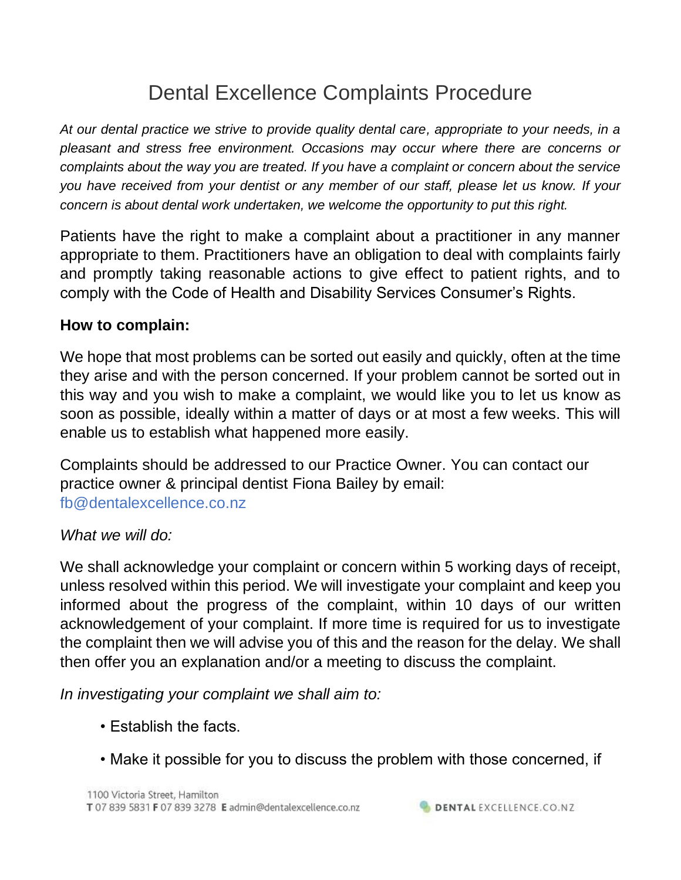# Dental Excellence Complaints Procedure

*At our dental practice we strive to provide quality dental care, appropriate to your needs, in a pleasant and stress free environment. Occasions may occur where there are concerns or complaints about the way you are treated. If you have a complaint or concern about the service you have received from your dentist or any member of our staff, please let us know. If your concern is about dental work undertaken, we welcome the opportunity to put this right.*

Patients have the right to make a complaint about a practitioner in any manner appropriate to them. Practitioners have an obligation to deal with complaints fairly and promptly taking reasonable actions to give effect to patient rights, and to comply with the Code of Health and Disability Services Consumer's Rights.

**How to complain:**

We hope that most problems can be sorted out easily and quickly, often at the time they arise and with the person concerned. If your problem cannot be sorted out in this way and you wish to make a complaint, we would like you to let us know as soon as possible, ideally within a matter of days or at most a few weeks. This will enable us to establish what happened more easily.

Complaints should be addressed to our Practice Owner. You can contact our practice owner & principal dentist Fiona Bailey by email: fb@dentalexcellence.co.nz

*What we will do:*

We shall acknowledge your complaint or concern within 5 working days of receipt, unless resolved within this period. We will investigate your complaint and keep you informed about the progress of the complaint, within 10 days of our written acknowledgement of your complaint. If more time is required for us to investigate the complaint then we will advise you of this and the reason for the delay. We shall then offer you an explanation and/or a meeting to discuss the complaint.

*In investigating your complaint we shall aim to:*

- Establish the facts.
- Make it possible for you to discuss the problem with those concerned, if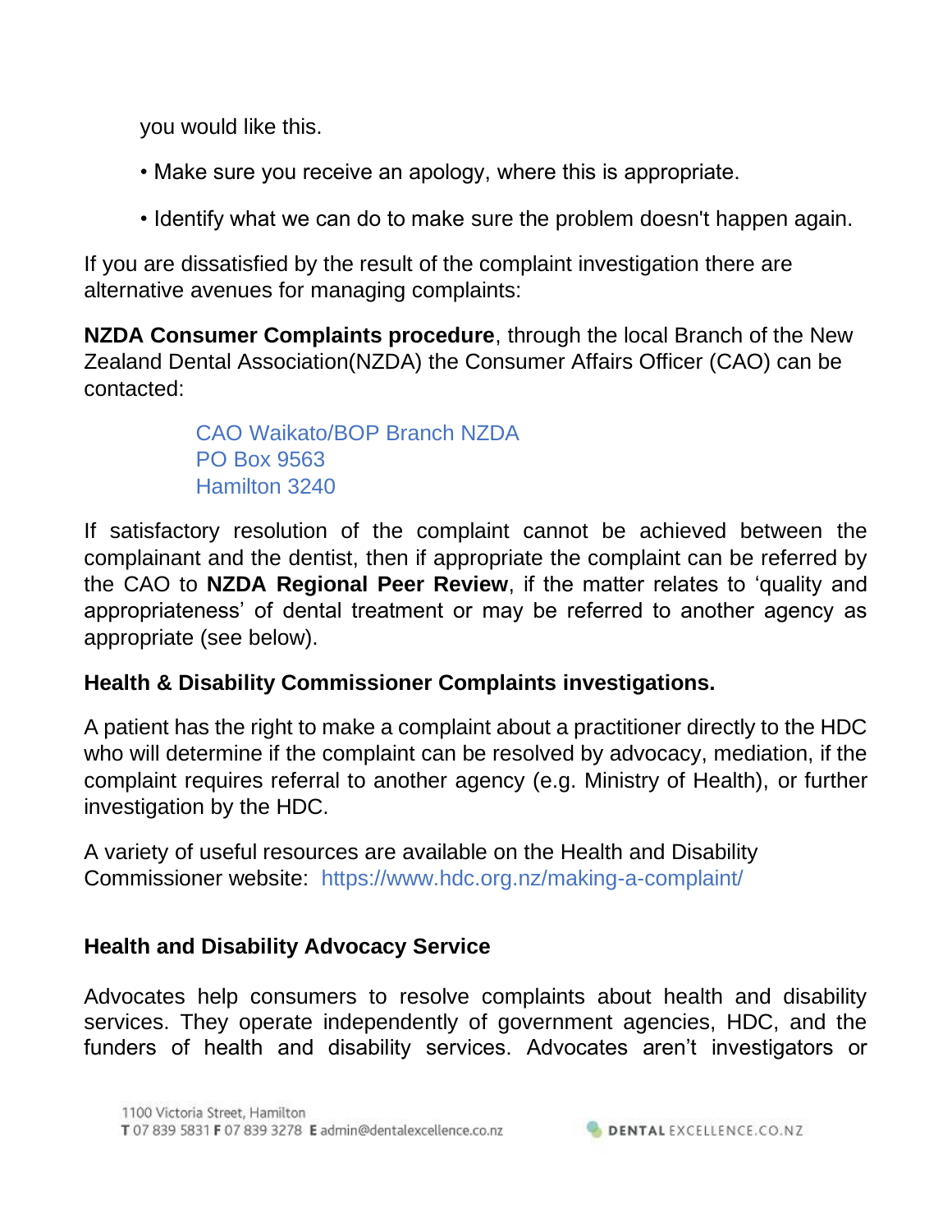you would like this.

- Make sure you receive an apology, where this is appropriate.
- Identify what we can do to make sure the problem doesn't happen again.

If you are dissatisfied by the result of the complaint investigation there are alternative avenues for managing complaints:

**NZDA Consumer Complaints procedure**, through the local Branch of the New Zealand Dental Association(NZDA) the Consumer Affairs Officer (CAO) can be contacted:

> CAO Waikato/BOP Branch NZDA
> PO Box 9563
> Hamilton 3240

If satisfactory resolution of the complaint cannot be achieved between the complainant and the dentist, then if appropriate the complaint can be referred by the CAO to **NZDA Regional Peer Review**, if the matter relates to 'quality and appropriateness' of dental treatment or may be referred to another agency as appropriate (see below).

**Health & Disability Commissioner Complaints investigations.**

A patient has the right to make a complaint about a practitioner directly to the HDC who will determine if the complaint can be resolved by advocacy, mediation, if the complaint requires referral to another agency (e.g. Ministry of Health), or further investigation by the HDC.

A variety of useful resources are available on the Health and Disability Commissioner website: https://www.hdc.org.nz/making-a-complaint/

**Health and Disability Advocacy Service**

Advocates help consumers to resolve complaints about health and disability services. They operate independently of government agencies, HDC, and the funders of health and disability services. Advocates aren't investigators or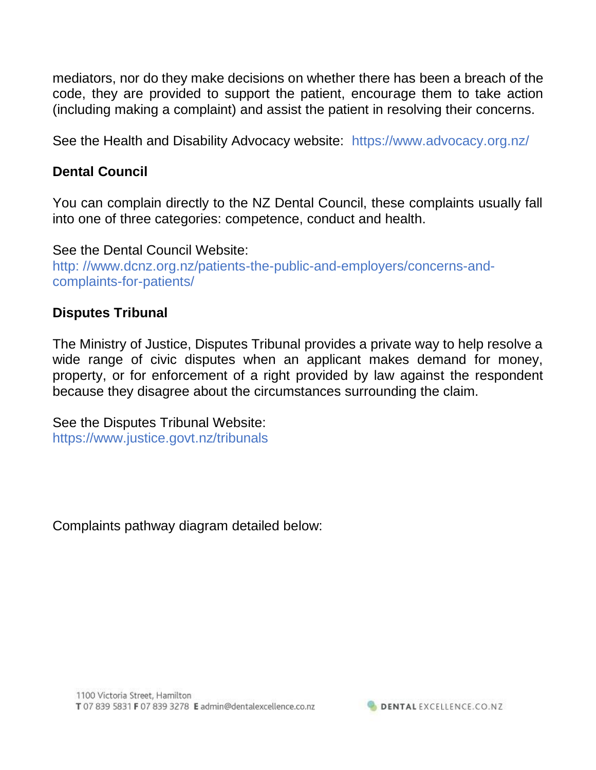mediators, nor do they make decisions on whether there has been a breach of the code, they are provided to support the patient, encourage them to take action (including making a complaint) and assist the patient in resolving their concerns.

See the Health and Disability Advocacy website: https://www.advocacy.org.nz/

**Dental Council**

You can complain directly to the NZ Dental Council, these complaints usually fall into one of three categories: competence, conduct and health.

See the Dental Council Website:
http: //www.dcnz.org.nz/patients-the-public-and-employers/concerns-and-complaints-for-patients/

**Disputes Tribunal**

The Ministry of Justice, Disputes Tribunal provides a private way to help resolve a wide range of civic disputes when an applicant makes demand for money, property, or for enforcement of a right provided by law against the respondent because they disagree about the circumstances surrounding the claim.

See the Disputes Tribunal Website:
https://www.justice.govt.nz/tribunals

Complaints pathway diagram detailed below: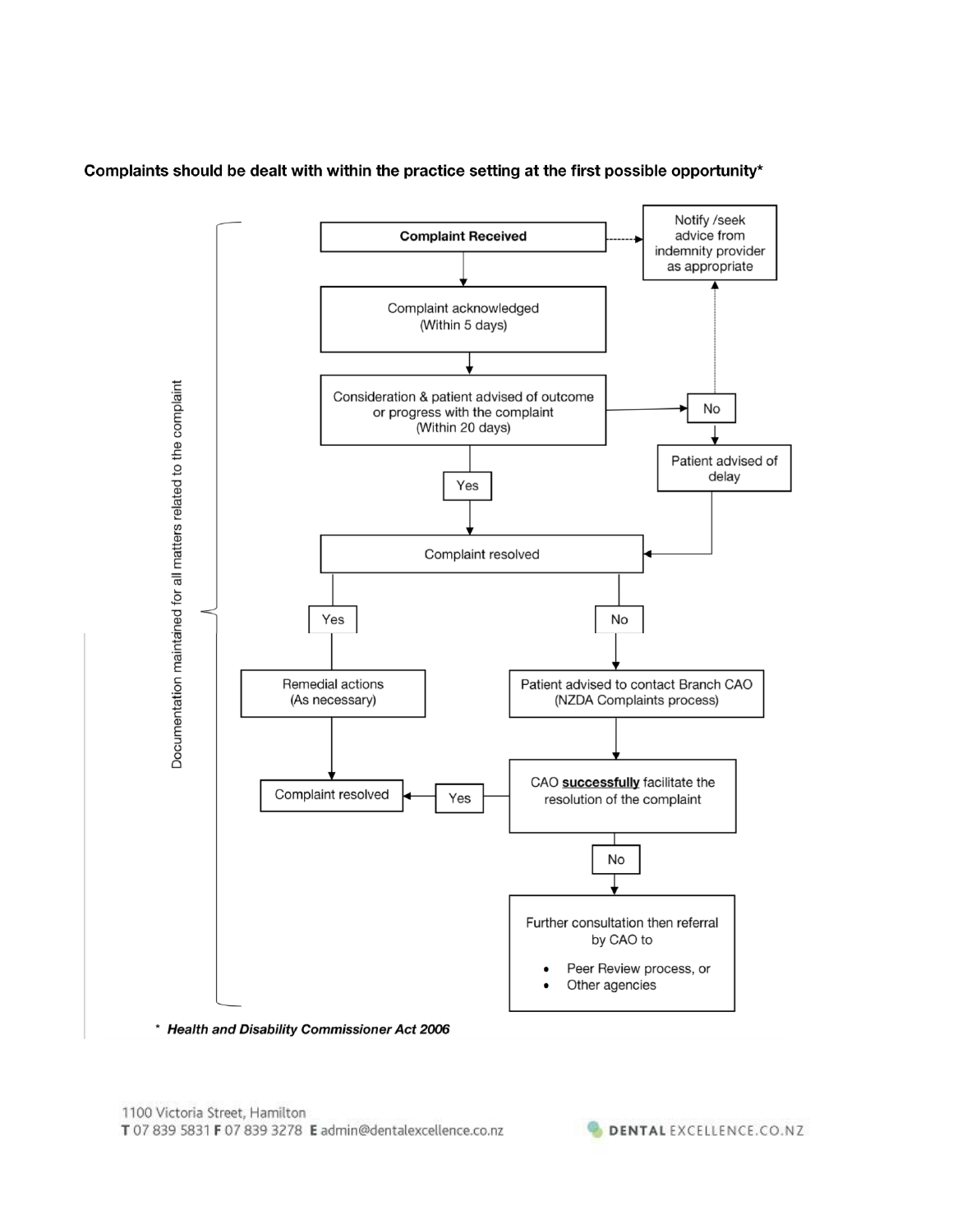**Complaints should be dealt with within the practice setting at the first possible opportunity***

Documentation maintained for all matters related to the complaint

**Complaint Received**

Notify /seek advice from indemnity provider as appropriate

Complaint acknowledged (Within 5 days)

Consideration & patient advised of outcome or progress with the complaint (Within 20 days)

No

Patient advised of delay

Yes

Complaint resolved

Yes

No

Remedial actions (As necessary)

Patient advised to contact Branch CAO (NZDA Complaints process)

Complaint resolved

Yes

CAO **successfully** facilitate the resolution of the complaint

No

Further consultation then referral by CAO to

- Peer Review process, or
- Other agencies

\* ***Health and Disability Commissioner Act 2006***

1100 Victoria Street, Hamilton
**T** 07 839 5831 **F** 07 839 3278 **E** admin@dentalexcellence.co.nz

DENTAL EXCELLENCE.CO.NZ